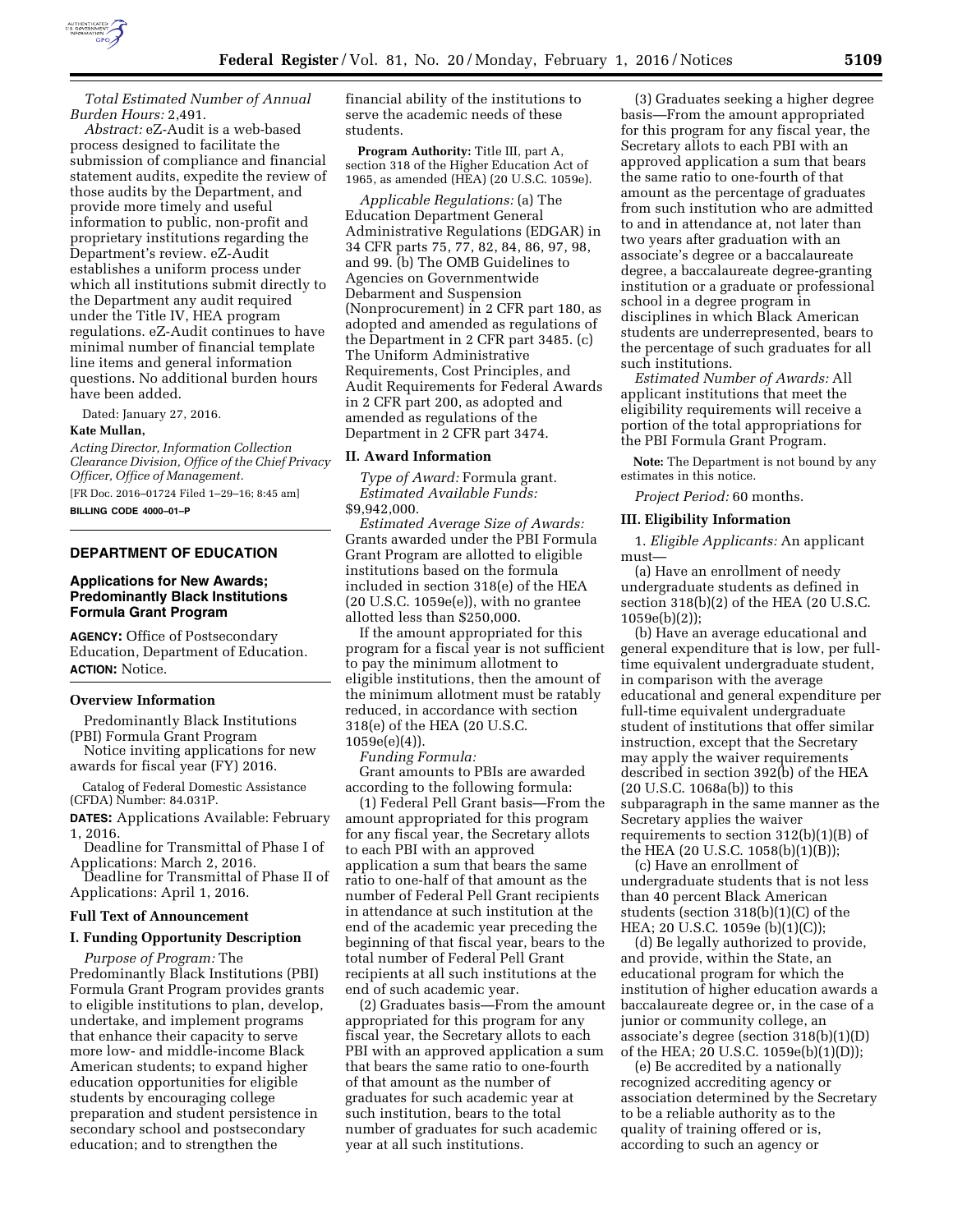*Total Estimated Number of Annual Burden Hours:* 2,491.

*Abstract:* eZ-Audit is a web-based process designed to facilitate the submission of compliance and financial statement audits, expedite the review of those audits by the Department, and provide more timely and useful information to public, non-profit and proprietary institutions regarding the Department's review. eZ-Audit establishes a uniform process under which all institutions submit directly to the Department any audit required under the Title IV, HEA program regulations. eZ-Audit continues to have minimal number of financial template line items and general information questions. No additional burden hours have been added.

Dated: January 27, 2016.

**Kate Mullan,**

*Acting Director, Information Collection Clearance Division, Office of the Chief Privacy Officer, Office of Management.*

[FR Doc. 2016–01724 Filed 1–29–16; 8:45 am]

**BILLING CODE 4000–01–P**

## DEPARTMENT OF EDUCATION

### Applications for New Awards; Predominantly Black Institutions Formula Grant Program

**AGENCY:** Office of Postsecondary Education, Department of Education.

**ACTION:** Notice.

#### Overview Information

Predominantly Black Institutions (PBI) Formula Grant Program

Notice inviting applications for new awards for fiscal year (FY) 2016.

Catalog of Federal Domestic Assistance (CFDA) Number: 84.031P.

**DATES:** Applications Available: February 1, 2016.

Deadline for Transmittal of Phase I of Applications: March 2, 2016.

Deadline for Transmittal of Phase II of Applications: April 1, 2016.

#### Full Text of Announcement

#### I. Funding Opportunity Description

*Purpose of Program:* The Predominantly Black Institutions (PBI) Formula Grant Program provides grants to eligible institutions to plan, develop, undertake, and implement programs that enhance their capacity to serve more low- and middle-income Black American students; to expand higher education opportunities for eligible students by encouraging college preparation and student persistence in secondary school and postsecondary education; and to strengthen the financial ability of the institutions to serve the academic needs of these students.

**Program Authority:** Title III, part A, section 318 of the Higher Education Act of 1965, as amended (HEA) (20 U.S.C. 1059e).

*Applicable Regulations:* (a) The Education Department General Administrative Regulations (EDGAR) in 34 CFR parts 75, 77, 82, 84, 86, 97, 98, and 99. (b) The OMB Guidelines to Agencies on Governmentwide Debarment and Suspension (Nonprocurement) in 2 CFR part 180, as adopted and amended as regulations of the Department in 2 CFR part 3485. (c) The Uniform Administrative Requirements, Cost Principles, and Audit Requirements for Federal Awards in 2 CFR part 200, as adopted and amended as regulations of the Department in 2 CFR part 3474.

#### II. Award Information

*Type of Award:* Formula grant.

*Estimated Available Funds:* $9,942,000.

*Estimated Average Size of Awards:* Grants awarded under the PBI Formula Grant Program are allotted to eligible institutions based on the formula included in section 318(e) of the HEA (20 U.S.C. 1059e(e)), with no grantee allotted less than $250,000.

If the amount appropriated for this program for a fiscal year is not sufficient to pay the minimum allotment to eligible institutions, then the amount of the minimum allotment must be ratably reduced, in accordance with section 318(e) of the HEA (20 U.S.C. 1059e(e)(4)).

*Funding Formula:*

Grant amounts to PBIs are awarded according to the following formula:

(1) Federal Pell Grant basis—From the amount appropriated for this program for any fiscal year, the Secretary allots to each PBI with an approved application a sum that bears the same ratio to one-half of that amount as the number of Federal Pell Grant recipients in attendance at such institution at the end of the academic year preceding the beginning of that fiscal year, bears to the total number of Federal Pell Grant recipients at all such institutions at the end of such academic year.

(2) Graduates basis—From the amount appropriated for this program for any fiscal year, the Secretary allots to each PBI with an approved application a sum that bears the same ratio to one-fourth of that amount as the number of graduates for such academic year at such institution, bears to the total number of graduates for such academic year at all such institutions.

(3) Graduates seeking a higher degree basis—From the amount appropriated for this program for any fiscal year, the Secretary allots to each PBI with an approved application a sum that bears the same ratio to one-fourth of that amount as the percentage of graduates from such institution who are admitted to and in attendance at, not later than two years after graduation with an associate's degree or a baccalaureate degree, a baccalaureate degree-granting institution or a graduate or professional school in a degree program in disciplines in which Black American students are underrepresented, bears to the percentage of such graduates for all such institutions.

*Estimated Number of Awards:* All applicant institutions that meet the eligibility requirements will receive a portion of the total appropriations for the PBI Formula Grant Program.

**Note:** The Department is not bound by any estimates in this notice.

*Project Period:* 60 months.

#### III. Eligibility Information

1. *Eligible Applicants:* An applicant must—

(a) Have an enrollment of needy undergraduate students as defined in section 318(b)(2) of the HEA (20 U.S.C. 1059e(b)(2));

(b) Have an average educational and general expenditure that is low, per full-time equivalent undergraduate student, in comparison with the average educational and general expenditure per full-time equivalent undergraduate student of institutions that offer similar instruction, except that the Secretary may apply the waiver requirements described in section 392(b) of the HEA (20 U.S.C. 1068a(b)) to this subparagraph in the same manner as the Secretary applies the waiver requirements to section 312(b)(1)(B) of the HEA (20 U.S.C. 1058(b)(1)(B));

(c) Have an enrollment of undergraduate students that is not less than 40 percent Black American students (section 318(b)(1)(C) of the HEA; 20 U.S.C. 1059e (b)(1)(C));

(d) Be legally authorized to provide, and provide, within the State, an educational program for which the institution of higher education awards a baccalaureate degree or, in the case of a junior or community college, an associate's degree (section 318(b)(1)(D) of the HEA; 20 U.S.C. 1059e(b)(1)(D));

(e) Be accredited by a nationally recognized accrediting agency or association determined by the Secretary to be a reliable authority as to the quality of training offered or is, according to such an agency or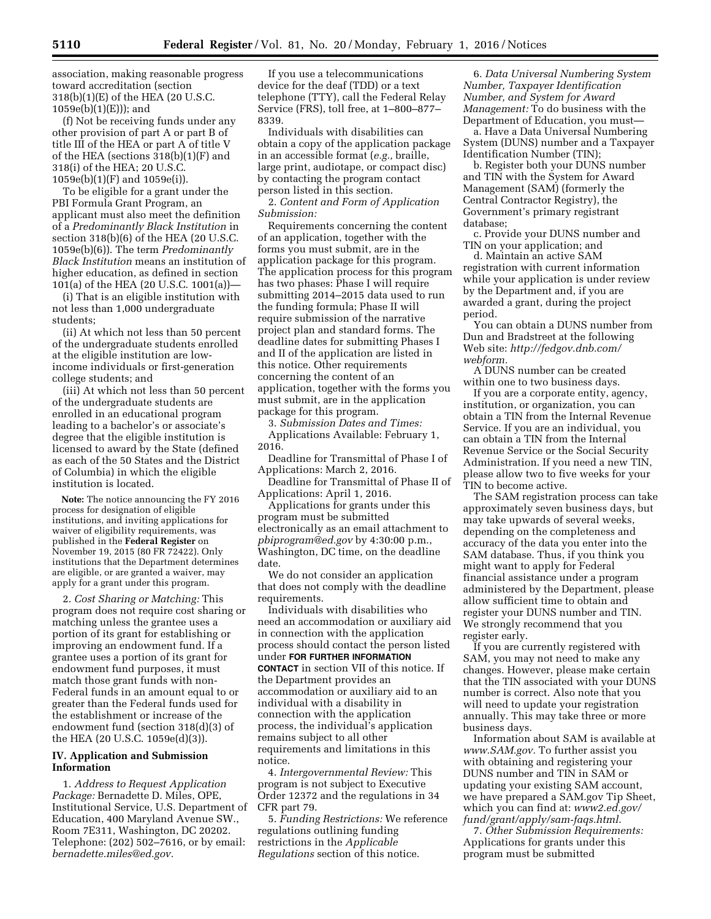association, making reasonable progress toward accreditation (section 318(b)(1)(E) of the HEA (20 U.S.C. 1059e(b)(1)(E))); and

(f) Not be receiving funds under any other provision of part A or part B of title III of the HEA or part A of title V of the HEA (sections 318(b)(1)(F) and 318(i) of the HEA; 20 U.S.C. 1059e(b)(1)(F) and 1059e(i)).

To be eligible for a grant under the PBI Formula Grant Program, an applicant must also meet the definition of a *Predominantly Black Institution* in section 318(b)(6) of the HEA (20 U.S.C. 1059e(b)(6)). The term *Predominantly Black Institution* means an institution of higher education, as defined in section 101(a) of the HEA (20 U.S.C. 1001(a))—

(i) That is an eligible institution with not less than 1,000 undergraduate students;

(ii) At which not less than 50 percent of the undergraduate students enrolled at the eligible institution are low-income individuals or first-generation college students; and

(iii) At which not less than 50 percent of the undergraduate students are enrolled in an educational program leading to a bachelor's or associate's degree that the eligible institution is licensed to award by the State (defined as each of the 50 States and the District of Columbia) in which the eligible institution is located.

**Note:** The notice announcing the FY 2016 process for designation of eligible institutions, and inviting applications for waiver of eligibility requirements, was published in the **Federal Register** on November 19, 2015 (80 FR 72422). Only institutions that the Department determines are eligible, or are granted a waiver, may apply for a grant under this program.

2. *Cost Sharing or Matching:* This program does not require cost sharing or matching unless the grantee uses a portion of its grant for establishing or improving an endowment fund. If a grantee uses a portion of its grant for endowment fund purposes, it must match those grant funds with non-Federal funds in an amount equal to or greater than the Federal funds used for the establishment or increase of the endowment fund (section 318(d)(3) of the HEA (20 U.S.C. 1059e(d)(3)).

## IV. Application and Submission Information

1. *Address to Request Application Package:* Bernadette D. Miles, OPE, Institutional Service, U.S. Department of Education, 400 Maryland Avenue SW., Room 7E311, Washington, DC 20202. Telephone: (202) 502–7616, or by email: *bernadette.miles@ed.gov.*

If you use a telecommunications device for the deaf (TDD) or a text telephone (TTY), call the Federal Relay Service (FRS), toll free, at 1–800–877–8339.

Individuals with disabilities can obtain a copy of the application package in an accessible format (*e.g.,* braille, large print, audiotape, or compact disc) by contacting the program contact person listed in this section.

2. *Content and Form of Application Submission:*

Requirements concerning the content of an application, together with the forms you must submit, are in the application package for this program. The application process for this program has two phases: Phase I will require submitting 2014–2015 data used to run the funding formula; Phase II will require submission of the narrative project plan and standard forms. The deadline dates for submitting Phases I and II of the application are listed in this notice. Other requirements concerning the content of an application, together with the forms you must submit, are in the application package for this program.

3. *Submission Dates and Times:*

Applications Available: February 1, 2016.

Deadline for Transmittal of Phase I of Applications: March 2, 2016.

Deadline for Transmittal of Phase II of Applications: April 1, 2016.

Applications for grants under this program must be submitted electronically as an email attachment to *pbiprogram@ed.gov* by 4:30:00 p.m., Washington, DC time, on the deadline date.

We do not consider an application that does not comply with the deadline requirements.

Individuals with disabilities who need an accommodation or auxiliary aid in connection with the application process should contact the person listed under **FOR FURTHER INFORMATION CONTACT** in section VII of this notice. If the Department provides an accommodation or auxiliary aid to an individual with a disability in connection with the application process, the individual's application remains subject to all other requirements and limitations in this notice.

4. *Intergovernmental Review:* This program is not subject to Executive Order 12372 and the regulations in 34 CFR part 79.

5. *Funding Restrictions:* We reference regulations outlining funding restrictions in the *Applicable Regulations* section of this notice.

6. *Data Universal Numbering System Number, Taxpayer Identification Number, and System for Award Management:* To do business with the Department of Education, you must—

a. Have a Data Universal Numbering System (DUNS) number and a Taxpayer Identification Number (TIN);

b. Register both your DUNS number and TIN with the System for Award Management (SAM) (formerly the Central Contractor Registry), the Government's primary registrant database;

c. Provide your DUNS number and TIN on your application; and

d. Maintain an active SAM registration with current information while your application is under review by the Department and, if you are awarded a grant, during the project period.

You can obtain a DUNS number from Dun and Bradstreet at the following Web site: *http://fedgov.dnb.com/webform.*

A DUNS number can be created within one to two business days.

If you are a corporate entity, agency, institution, or organization, you can obtain a TIN from the Internal Revenue Service. If you are an individual, you can obtain a TIN from the Internal Revenue Service or the Social Security Administration. If you need a new TIN, please allow two to five weeks for your TIN to become active.

The SAM registration process can take approximately seven business days, but may take upwards of several weeks, depending on the completeness and accuracy of the data you enter into the SAM database. Thus, if you think you might want to apply for Federal financial assistance under a program administered by the Department, please allow sufficient time to obtain and register your DUNS number and TIN. We strongly recommend that you register early.

If you are currently registered with SAM, you may not need to make any changes. However, please make certain that the TIN associated with your DUNS number is correct. Also note that you will need to update your registration annually. This may take three or more business days.

Information about SAM is available at *www.SAM.gov.* To further assist you with obtaining and registering your DUNS number and TIN in SAM or updating your existing SAM account, we have prepared a SAM.gov Tip Sheet, which you can find at: *www2.ed.gov/fund/grant/apply/sam-faqs.html.*

7. *Other Submission Requirements:* Applications for grants under this program must be submitted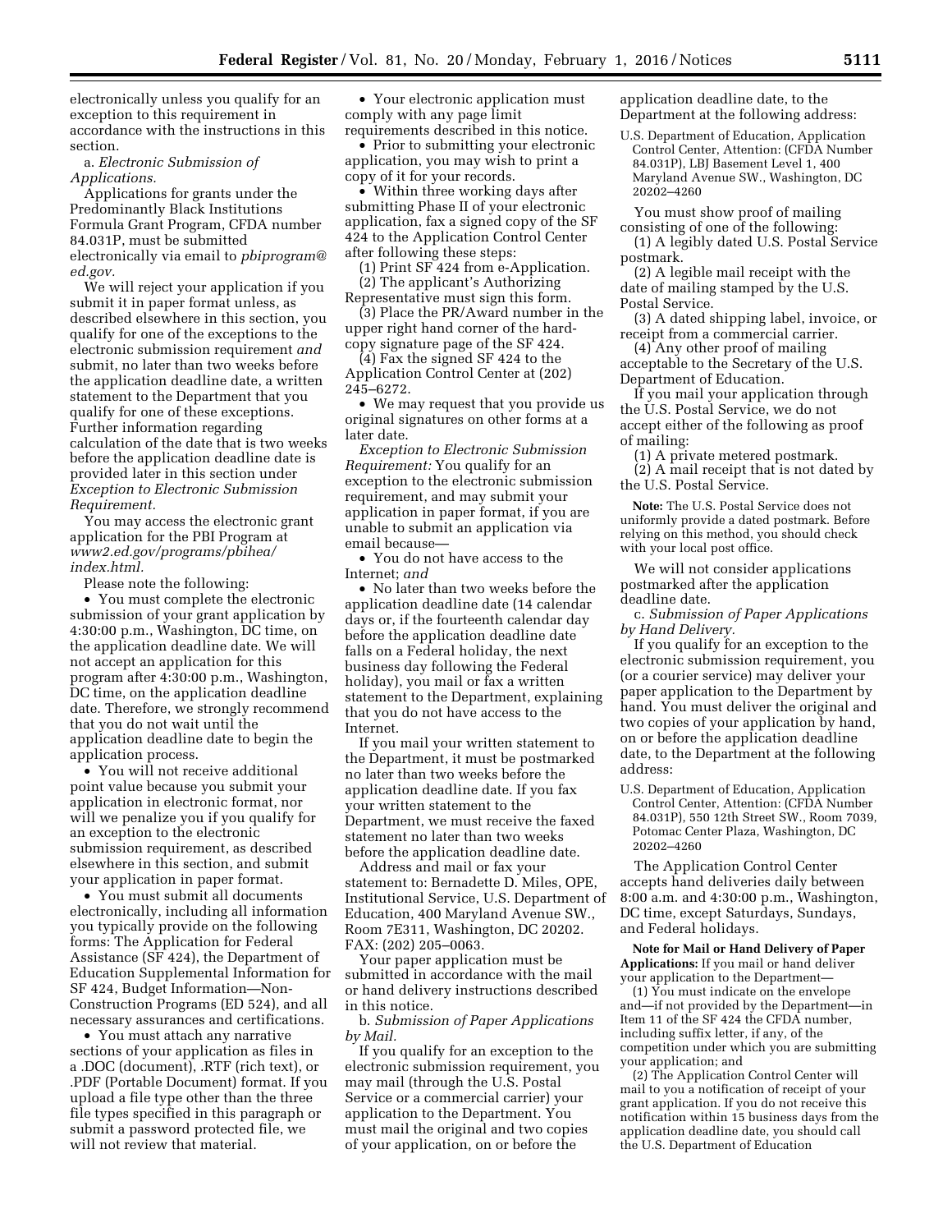electronically unless you qualify for an exception to this requirement in accordance with the instructions in this section.

a. *Electronic Submission of Applications.*

Applications for grants under the Predominantly Black Institutions Formula Grant Program, CFDA number 84.031P, must be submitted electronically via email to *pbiprogram@ed.gov.*

We will reject your application if you submit it in paper format unless, as described elsewhere in this section, you qualify for one of the exceptions to the electronic submission requirement *and* submit, no later than two weeks before the application deadline date, a written statement to the Department that you qualify for one of these exceptions. Further information regarding calculation of the date that is two weeks before the application deadline date is provided later in this section under *Exception to Electronic Submission Requirement.*

You may access the electronic grant application for the PBI Program at *www2.ed.gov/programs/pbihea/index.html.*

Please note the following:

- You must complete the electronic submission of your grant application by 4:30:00 p.m., Washington, DC time, on the application deadline date. We will not accept an application for this program after 4:30:00 p.m., Washington, DC time, on the application deadline date. Therefore, we strongly recommend that you do not wait until the application deadline date to begin the application process.
- You will not receive additional point value because you submit your application in electronic format, nor will we penalize you if you qualify for an exception to the electronic submission requirement, as described elsewhere in this section, and submit your application in paper format.
- You must submit all documents electronically, including all information you typically provide on the following forms: The Application for Federal Assistance (SF 424), the Department of Education Supplemental Information for SF 424, Budget Information—Non-Construction Programs (ED 524), and all necessary assurances and certifications.
- You must attach any narrative sections of your application as files in a .DOC (document), .RTF (rich text), or .PDF (Portable Document) format. If you upload a file type other than the three file types specified in this paragraph or submit a password protected file, we will not review that material.
- Your electronic application must comply with any page limit requirements described in this notice.
- Prior to submitting your electronic application, you may wish to print a copy of it for your records.
- Within three working days after submitting Phase II of your electronic application, fax a signed copy of the SF 424 to the Application Control Center after following these steps:

(1) Print SF 424 from e-Application.

(2) The applicant's Authorizing Representative must sign this form.

(3) Place the PR/Award number in the upper right hand corner of the hard-copy signature page of the SF 424.

(4) Fax the signed SF 424 to the Application Control Center at (202) 245–6272.

- We may request that you provide us original signatures on other forms at a later date.

*Exception to Electronic Submission Requirement:* You qualify for an exception to the electronic submission requirement, and may submit your application in paper format, if you are unable to submit an application via email because—

- You do not have access to the Internet; *and*
- No later than two weeks before the application deadline date (14 calendar days or, if the fourteenth calendar day before the application deadline date falls on a Federal holiday, the next business day following the Federal holiday), you mail or fax a written statement to the Department, explaining that you do not have access to the Internet.

If you mail your written statement to the Department, it must be postmarked no later than two weeks before the application deadline date. If you fax your written statement to the Department, we must receive the faxed statement no later than two weeks before the application deadline date.

Address and mail or fax your statement to: Bernadette D. Miles, OPE, Institutional Service, U.S. Department of Education, 400 Maryland Avenue SW., Room 7E311, Washington, DC 20202. FAX: (202) 205–0063.

Your paper application must be submitted in accordance with the mail or hand delivery instructions described in this notice.

b. *Submission of Paper Applications by Mail.*

If you qualify for an exception to the electronic submission requirement, you may mail (through the U.S. Postal Service or a commercial carrier) your application to the Department. You must mail the original and two copies of your application, on or before the application deadline date, to the Department at the following address:

U.S. Department of Education, Application Control Center, Attention: (CFDA Number 84.031P), LBJ Basement Level 1, 400 Maryland Avenue SW., Washington, DC 20202–4260

You must show proof of mailing consisting of one of the following:

(1) A legibly dated U.S. Postal Service postmark.

(2) A legible mail receipt with the date of mailing stamped by the U.S. Postal Service.

(3) A dated shipping label, invoice, or receipt from a commercial carrier.

(4) Any other proof of mailing acceptable to the Secretary of the U.S. Department of Education.

If you mail your application through the U.S. Postal Service, we do not accept either of the following as proof of mailing:

(1) A private metered postmark.

(2) A mail receipt that is not dated by the U.S. Postal Service.

**Note:** The U.S. Postal Service does not uniformly provide a dated postmark. Before relying on this method, you should check with your local post office.

We will not consider applications postmarked after the application deadline date.

c. *Submission of Paper Applications by Hand Delivery.*

If you qualify for an exception to the electronic submission requirement, you (or a courier service) may deliver your paper application to the Department by hand. You must deliver the original and two copies of your application by hand, on or before the application deadline date, to the Department at the following address:

U.S. Department of Education, Application Control Center, Attention: (CFDA Number 84.031P), 550 12th Street SW., Room 7039, Potomac Center Plaza, Washington, DC 20202–4260

The Application Control Center accepts hand deliveries daily between 8:00 a.m. and 4:30:00 p.m., Washington, DC time, except Saturdays, Sundays, and Federal holidays.

**Note for Mail or Hand Delivery of Paper Applications:** If you mail or hand deliver your application to the Department—

(1) You must indicate on the envelope and—if not provided by the Department—in Item 11 of the SF 424 the CFDA number, including suffix letter, if any, of the competition under which you are submitting your application; and

(2) The Application Control Center will mail to you a notification of receipt of your grant application. If you do not receive this notification within 15 business days from the application deadline date, you should call the U.S. Department of Education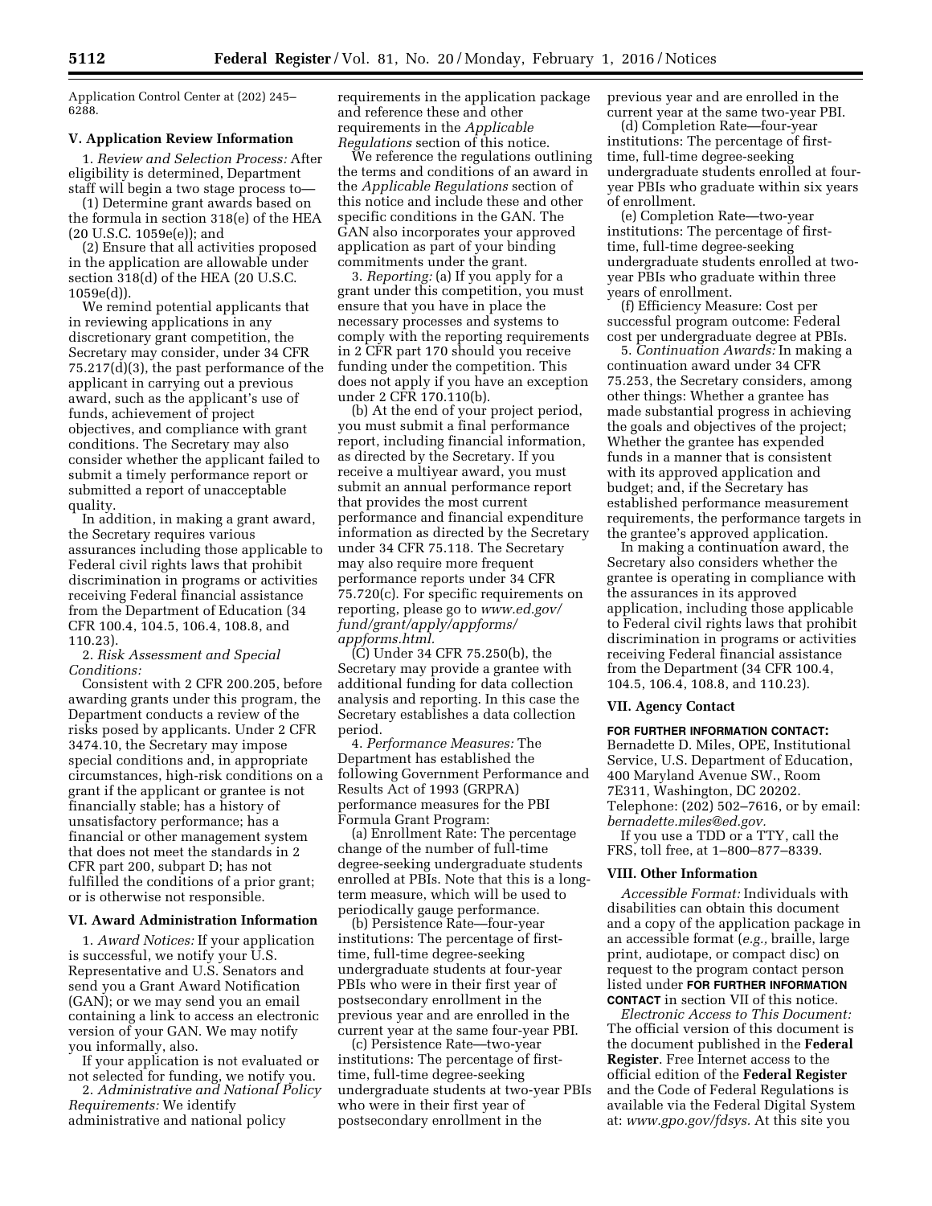Application Control Center at (202) 245–6288.

### V. Application Review Information

1. *Review and Selection Process:* After eligibility is determined, Department staff will begin a two stage process to—

(1) Determine grant awards based on the formula in section 318(e) of the HEA (20 U.S.C. 1059e(e)); and

(2) Ensure that all activities proposed in the application are allowable under section 318(d) of the HEA (20 U.S.C. 1059e(d)).

We remind potential applicants that in reviewing applications in any discretionary grant competition, the Secretary may consider, under 34 CFR 75.217(d)(3), the past performance of the applicant in carrying out a previous award, such as the applicant's use of funds, achievement of project objectives, and compliance with grant conditions. The Secretary may also consider whether the applicant failed to submit a timely performance report or submitted a report of unacceptable quality.

In addition, in making a grant award, the Secretary requires various assurances including those applicable to Federal civil rights laws that prohibit discrimination in programs or activities receiving Federal financial assistance from the Department of Education (34 CFR 100.4, 104.5, 106.4, 108.8, and 110.23).

2. *Risk Assessment and Special Conditions:*

Consistent with 2 CFR 200.205, before awarding grants under this program, the Department conducts a review of the risks posed by applicants. Under 2 CFR 3474.10, the Secretary may impose special conditions and, in appropriate circumstances, high-risk conditions on a grant if the applicant or grantee is not financially stable; has a history of unsatisfactory performance; has a financial or other management system that does not meet the standards in 2 CFR part 200, subpart D; has not fulfilled the conditions of a prior grant; or is otherwise not responsible.

### VI. Award Administration Information

1. *Award Notices:* If your application is successful, we notify your U.S. Representative and U.S. Senators and send you a Grant Award Notification (GAN); or we may send you an email containing a link to access an electronic version of your GAN. We may notify you informally, also.

If your application is not evaluated or not selected for funding, we notify you.

2. *Administrative and National Policy Requirements:* We identify administrative and national policy requirements in the application package and reference these and other requirements in the *Applicable Regulations* section of this notice.

We reference the regulations outlining the terms and conditions of an award in the *Applicable Regulations* section of this notice and include these and other specific conditions in the GAN. The GAN also incorporates your approved application as part of your binding commitments under the grant.

3. *Reporting:* (a) If you apply for a grant under this competition, you must ensure that you have in place the necessary processes and systems to comply with the reporting requirements in 2 CFR part 170 should you receive funding under the competition. This does not apply if you have an exception under 2 CFR 170.110(b).

(b) At the end of your project period, you must submit a final performance report, including financial information, as directed by the Secretary. If you receive a multiyear award, you must submit an annual performance report that provides the most current performance and financial expenditure information as directed by the Secretary under 34 CFR 75.118. The Secretary may also require more frequent performance reports under 34 CFR 75.720(c). For specific requirements on reporting, please go to *www.ed.gov/fund/grant/apply/appforms/appforms.html.*

(C) Under 34 CFR 75.250(b), the Secretary may provide a grantee with additional funding for data collection analysis and reporting. In this case the Secretary establishes a data collection period.

4. *Performance Measures:* The Department has established the following Government Performance and Results Act of 1993 (GRPRA) performance measures for the PBI Formula Grant Program:

(a) Enrollment Rate: The percentage change of the number of full-time degree-seeking undergraduate students enrolled at PBIs. Note that this is a long-term measure, which will be used to periodically gauge performance.

(b) Persistence Rate—four-year institutions: The percentage of first-time, full-time degree-seeking undergraduate students at four-year PBIs who were in their first year of postsecondary enrollment in the previous year and are enrolled in the current year at the same four-year PBI.

(c) Persistence Rate—two-year institutions: The percentage of first-time, full-time degree-seeking undergraduate students at two-year PBIs who were in their first year of postsecondary enrollment in the previous year and are enrolled in the current year at the same two-year PBI.

(d) Completion Rate—four-year institutions: The percentage of first-time, full-time degree-seeking undergraduate students enrolled at four-year PBIs who graduate within six years of enrollment.

(e) Completion Rate—two-year institutions: The percentage of first-time, full-time degree-seeking undergraduate students enrolled at two-year PBIs who graduate within three years of enrollment.

(f) Efficiency Measure: Cost per successful program outcome: Federal cost per undergraduate degree at PBIs.

5. *Continuation Awards:* In making a continuation award under 34 CFR 75.253, the Secretary considers, among other things: Whether a grantee has made substantial progress in achieving the goals and objectives of the project; Whether the grantee has expended funds in a manner that is consistent with its approved application and budget; and, if the Secretary has established performance measurement requirements, the performance targets in the grantee's approved application.

In making a continuation award, the Secretary also considers whether the grantee is operating in compliance with the assurances in its approved application, including those applicable to Federal civil rights laws that prohibit discrimination in programs or activities receiving Federal financial assistance from the Department (34 CFR 100.4, 104.5, 106.4, 108.8, and 110.23).

### VII. Agency Contact

**FOR FURTHER INFORMATION CONTACT:** Bernadette D. Miles, OPE, Institutional Service, U.S. Department of Education, 400 Maryland Avenue SW., Room 7E311, Washington, DC 20202. Telephone: (202) 502–7616, or by email: *bernadette.miles@ed.gov.*

If you use a TDD or a TTY, call the FRS, toll free, at 1–800–877–8339.

### VIII. Other Information

*Accessible Format:* Individuals with disabilities can obtain this document and a copy of the application package in an accessible format (*e.g.,* braille, large print, audiotape, or compact disc) on request to the program contact person listed under **FOR FURTHER INFORMATION CONTACT** in section VII of this notice.

*Electronic Access to This Document:* The official version of this document is the document published in the **Federal Register**. Free Internet access to the official edition of the **Federal Register** and the Code of Federal Regulations is available via the Federal Digital System at: *www.gpo.gov/fdsys.* At this site you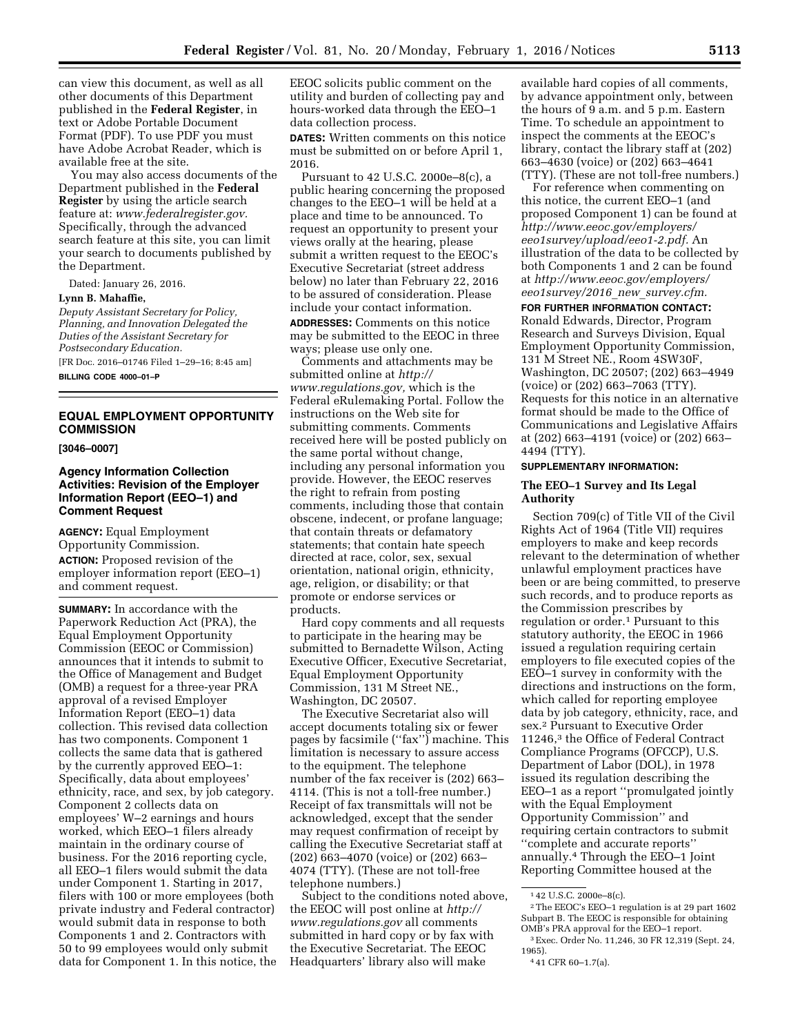can view this document, as well as all other documents of this Department published in the **Federal Register**, in text or Adobe Portable Document Format (PDF). To use PDF you must have Adobe Acrobat Reader, which is available free at the site.

You may also access documents of the Department published in the **Federal Register** by using the article search feature at: *www.federalregister.gov*. Specifically, through the advanced search feature at this site, you can limit your search to documents published by the Department.

Dated: January 26, 2016.

**Lynn B. Mahaffie,**

*Deputy Assistant Secretary for Policy, Planning, and Innovation Delegated the Duties of the Assistant Secretary for Postsecondary Education.*

[FR Doc. 2016–01746 Filed 1–29–16; 8:45 am]

**BILLING CODE 4000–01–P**

## EQUAL EMPLOYMENT OPPORTUNITY COMMISSION

**[3046–0007]**

### Agency Information Collection Activities: Revision of the Employer Information Report (EEO–1) and Comment Request

**AGENCY:** Equal Employment Opportunity Commission.

**ACTION:** Proposed revision of the employer information report (EEO–1) and comment request.

**SUMMARY:** In accordance with the Paperwork Reduction Act (PRA), the Equal Employment Opportunity Commission (EEOC or Commission) announces that it intends to submit to the Office of Management and Budget (OMB) a request for a three-year PRA approval of a revised Employer Information Report (EEO–1) data collection. This revised data collection has two components. Component 1 collects the same data that is gathered by the currently approved EEO–1: Specifically, data about employees' ethnicity, race, and sex, by job category. Component 2 collects data on employees' W–2 earnings and hours worked, which EEO–1 filers already maintain in the ordinary course of business. For the 2016 reporting cycle, all EEO–1 filers would submit the data under Component 1. Starting in 2017, filers with 100 or more employees (both private industry and Federal contractor) would submit data in response to both Components 1 and 2. Contractors with 50 to 99 employees would only submit data for Component 1. In this notice, the EEOC solicits public comment on the utility and burden of collecting pay and hours-worked data through the EEO–1 data collection process.

**DATES:** Written comments on this notice must be submitted on or before April 1, 2016.

Pursuant to 42 U.S.C. 2000e–8(c), a public hearing concerning the proposed changes to the EEO–1 will be held at a place and time to be announced. To request an opportunity to present your views orally at the hearing, please submit a written request to the EEOC's Executive Secretariat (street address below) no later than February 22, 2016 to be assured of consideration. Please include your contact information.

**ADDRESSES:** Comments on this notice may be submitted to the EEOC in three ways; please use only one.

Comments and attachments may be submitted online at *http://www.regulations.gov,* which is the Federal eRulemaking Portal. Follow the instructions on the Web site for submitting comments. Comments received here will be posted publicly on the same portal without change, including any personal information you provide. However, the EEOC reserves the right to refrain from posting comments, including those that contain obscene, indecent, or profane language; that contain threats or defamatory statements; that contain hate speech directed at race, color, sex, sexual orientation, national origin, ethnicity, age, religion, or disability; or that promote or endorse services or products.

Hard copy comments and all requests to participate in the hearing may be submitted to Bernadette Wilson, Acting Executive Officer, Executive Secretariat, Equal Employment Opportunity Commission, 131 M Street NE., Washington, DC 20507.

The Executive Secretariat also will accept documents totaling six or fewer pages by facsimile (''fax'') machine. This limitation is necessary to assure access to the equipment. The telephone number of the fax receiver is (202) 663–4114. (This is not a toll-free number.) Receipt of fax transmittals will not be acknowledged, except that the sender may request confirmation of receipt by calling the Executive Secretariat staff at (202) 663–4070 (voice) or (202) 663–4074 (TTY). (These are not toll-free telephone numbers.)

Subject to the conditions noted above, the EEOC will post online at *http://www.regulations.gov* all comments submitted in hard copy or by fax with the Executive Secretariat. The EEOC Headquarters' library also will make available hard copies of all comments, by advance appointment only, between the hours of 9 a.m. and 5 p.m. Eastern Time. To schedule an appointment to inspect the comments at the EEOC's library, contact the library staff at (202) 663–4630 (voice) or (202) 663–4641 (TTY). (These are not toll-free numbers.)

For reference when commenting on this notice, the current EEO–1 (and proposed Component 1) can be found at *http://www.eeoc.gov/employers/eeo1survey/upload/eeo1-2.pdf.* An illustration of the data to be collected by both Components 1 and 2 can be found at *http://www.eeoc.gov/employers/eeo1survey/2016_new_survey.cfm.*

**FOR FURTHER INFORMATION CONTACT:** Ronald Edwards, Director, Program Research and Surveys Division, Equal Employment Opportunity Commission, 131 M Street NE., Room 4SW30F, Washington, DC 20507; (202) 663–4949 (voice) or (202) 663–7063 (TTY). Requests for this notice in an alternative format should be made to the Office of Communications and Legislative Affairs at (202) 663–4191 (voice) or (202) 663–4494 (TTY).

**SUPPLEMENTARY INFORMATION:**

#### The EEO–1 Survey and Its Legal Authority

Section 709(c) of Title VII of the Civil Rights Act of 1964 (Title VII) requires employers to make and keep records relevant to the determination of whether unlawful employment practices have been or are being committed, to preserve such records, and to produce reports as the Commission prescribes by regulation or order.[1] Pursuant to this statutory authority, the EEOC in 1966 issued a regulation requiring certain employers to file executed copies of the EEO–1 survey in conformity with the directions and instructions on the form, which called for reporting employee data by job category, ethnicity, race, and sex.[2] Pursuant to Executive Order 11246,[3] the Office of Federal Contract Compliance Programs (OFCCP), U.S. Department of Labor (DOL), in 1978 issued its regulation describing the EEO–1 as a report ''promulgated jointly with the Equal Employment Opportunity Commission'' and requiring certain contractors to submit ''complete and accurate reports'' annually.[4] Through the EEO–1 Joint Reporting Committee housed at the

---

[1] 42 U.S.C. 2000e–8(c).

[2] The EEOC's EEO–1 regulation is at 29 part 1602 Subpart B. The EEOC is responsible for obtaining OMB's PRA approval for the EEO–1 report.

[3] Exec. Order No. 11,246, 30 FR 12,319 (Sept. 24, 1965).

[4] 41 CFR 60–1.7(a).